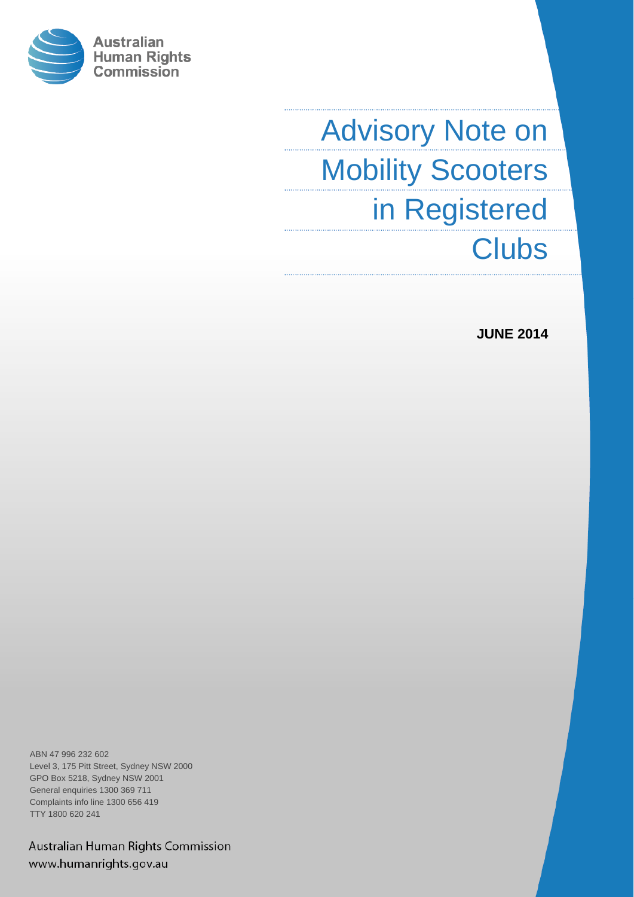Australian Human Rights Commission

# Advisory Note on Mobility Scooters in Registered Clubs

**JUNE 2014**

ABN 47 996 232 602
Level 3, 175 Pitt Street, Sydney NSW 2000
GPO Box 5218, Sydney NSW 2001
General enquiries 1300 369 711
Complaints info line 1300 656 419
TTY 1800 620 241

Australian Human Rights Commission
www.humanrights.gov.au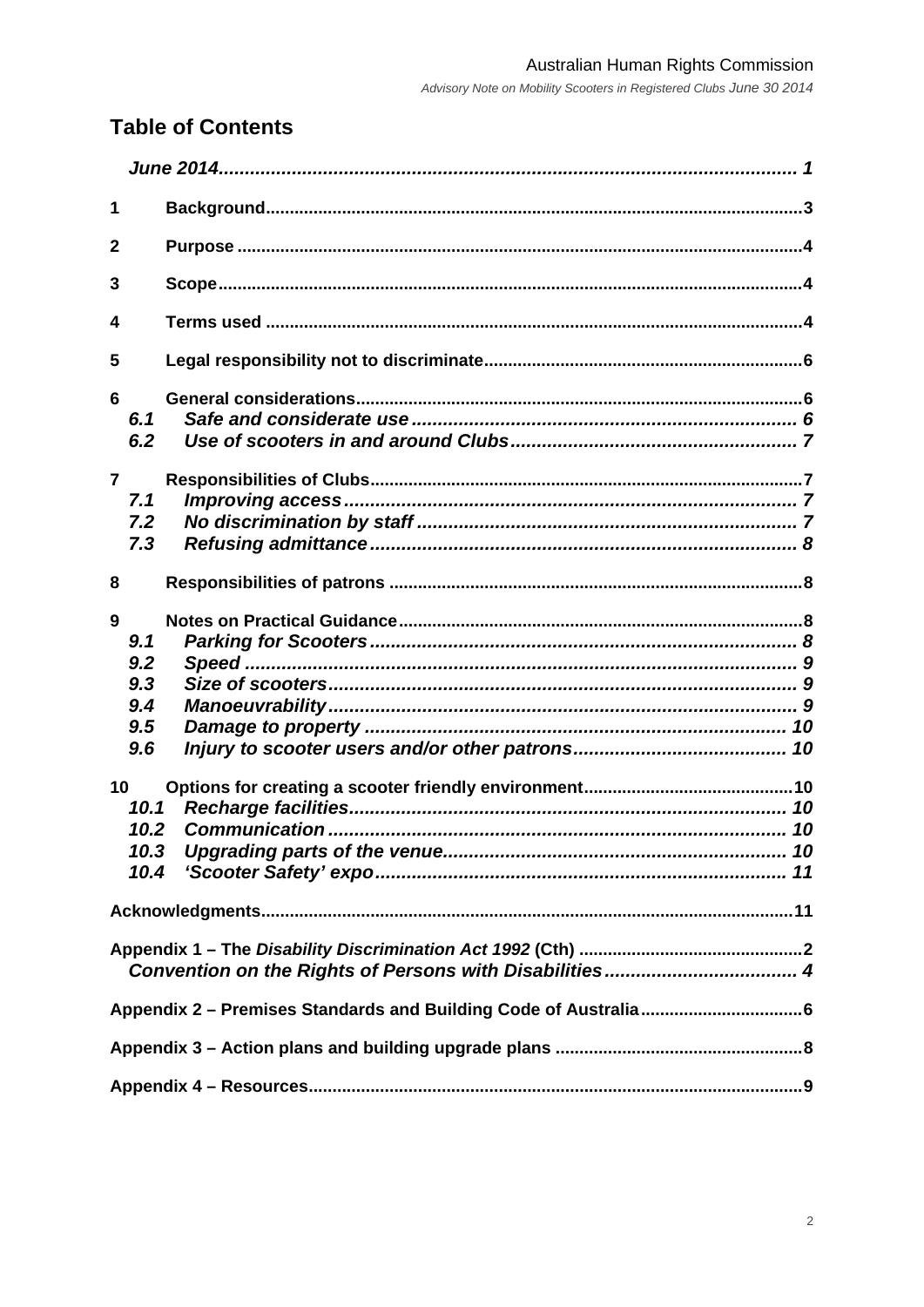## Table of Contents

| | | |
|---|---|---|
| | *June 2014* | *1* |
| **1** | **Background** | **3** |
| **2** | **Purpose** | **4** |
| **3** | **Scope** | **4** |
| **4** | **Terms used** | **4** |
| **5** | **Legal responsibility not to discriminate** | **6** |
| **6** | **General considerations** | **6** |
| *6.1* | *Safe and considerate use* | *6* |
| *6.2* | *Use of scooters in and around Clubs* | *7* |
| **7** | **Responsibilities of Clubs** | **7** |
| *7.1* | *Improving access* | *7* |
| *7.2* | *No discrimination by staff* | *7* |
| *7.3* | *Refusing admittance* | *8* |
| **8** | **Responsibilities of patrons** | **8** |
| **9** | **Notes on Practical Guidance** | **8** |
| *9.1* | *Parking for Scooters* | *8* |
| *9.2* | *Speed* | *9* |
| *9.3* | *Size of scooters* | *9* |
| *9.4* | *Manoeuvrability* | *9* |
| *9.5* | *Damage to property* | *10* |
| *9.6* | *Injury to scooter users and/or other patrons* | *10* |
| **10** | **Options for creating a scooter friendly environment** | **10** |
| *10.1* | *Recharge facilities* | *10* |
| *10.2* | *Communication* | *10* |
| *10.3* | *Upgrading parts of the venue* | *10* |
| *10.4* | *'Scooter Safety' expo* | *11* |
| | **Acknowledgments** | **11** |
| | **Appendix 1 – The *Disability Discrimination Act 1992* (Cth)** | **2** |
| | ***Convention on the Rights of Persons with Disabilities*** | ***4*** |
| | **Appendix 2 – Premises Standards and Building Code of Australia** | **6** |
| | **Appendix 3 – Action plans and building upgrade plans** | **8** |
| | **Appendix 4 – Resources** | **9** |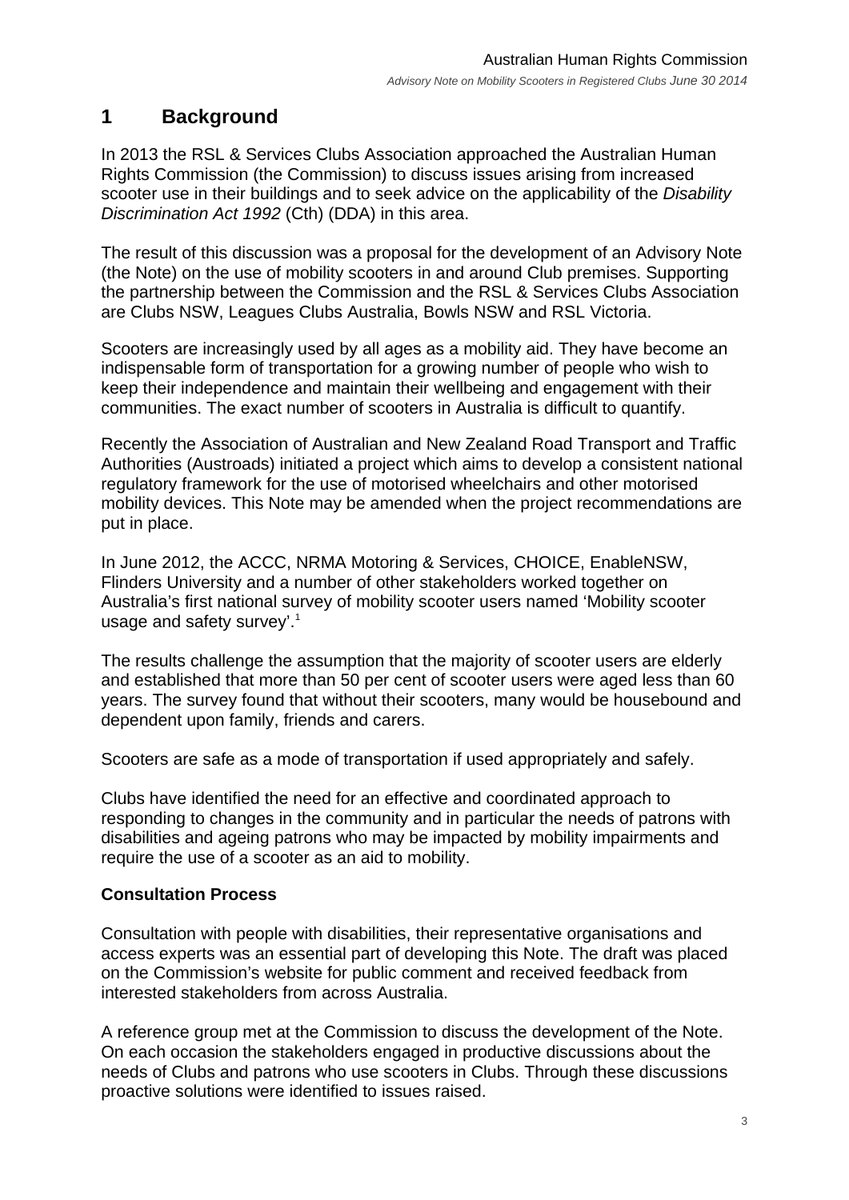# 1 Background

In 2013 the RSL & Services Clubs Association approached the Australian Human Rights Commission (the Commission) to discuss issues arising from increased scooter use in their buildings and to seek advice on the applicability of the *Disability Discrimination Act 1992* (Cth) (DDA) in this area.

The result of this discussion was a proposal for the development of an Advisory Note (the Note) on the use of mobility scooters in and around Club premises. Supporting the partnership between the Commission and the RSL & Services Clubs Association are Clubs NSW, Leagues Clubs Australia, Bowls NSW and RSL Victoria.

Scooters are increasingly used by all ages as a mobility aid. They have become an indispensable form of transportation for a growing number of people who wish to keep their independence and maintain their wellbeing and engagement with their communities. The exact number of scooters in Australia is difficult to quantify.

Recently the Association of Australian and New Zealand Road Transport and Traffic Authorities (Austroads) initiated a project which aims to develop a consistent national regulatory framework for the use of motorised wheelchairs and other motorised mobility devices. This Note may be amended when the project recommendations are put in place.

In June 2012, the ACCC, NRMA Motoring & Services, CHOICE, EnableNSW, Flinders University and a number of other stakeholders worked together on Australia's first national survey of mobility scooter users named 'Mobility scooter usage and safety survey'.[1]

The results challenge the assumption that the majority of scooter users are elderly and established that more than 50 per cent of scooter users were aged less than 60 years. The survey found that without their scooters, many would be housebound and dependent upon family, friends and carers.

Scooters are safe as a mode of transportation if used appropriately and safely.

Clubs have identified the need for an effective and coordinated approach to responding to changes in the community and in particular the needs of patrons with disabilities and ageing patrons who may be impacted by mobility impairments and require the use of a scooter as an aid to mobility.

**Consultation Process**

Consultation with people with disabilities, their representative organisations and access experts was an essential part of developing this Note. The draft was placed on the Commission's website for public comment and received feedback from interested stakeholders from across Australia.

A reference group met at the Commission to discuss the development of the Note. On each occasion the stakeholders engaged in productive discussions about the needs of Clubs and patrons who use scooters in Clubs. Through these discussions proactive solutions were identified to issues raised.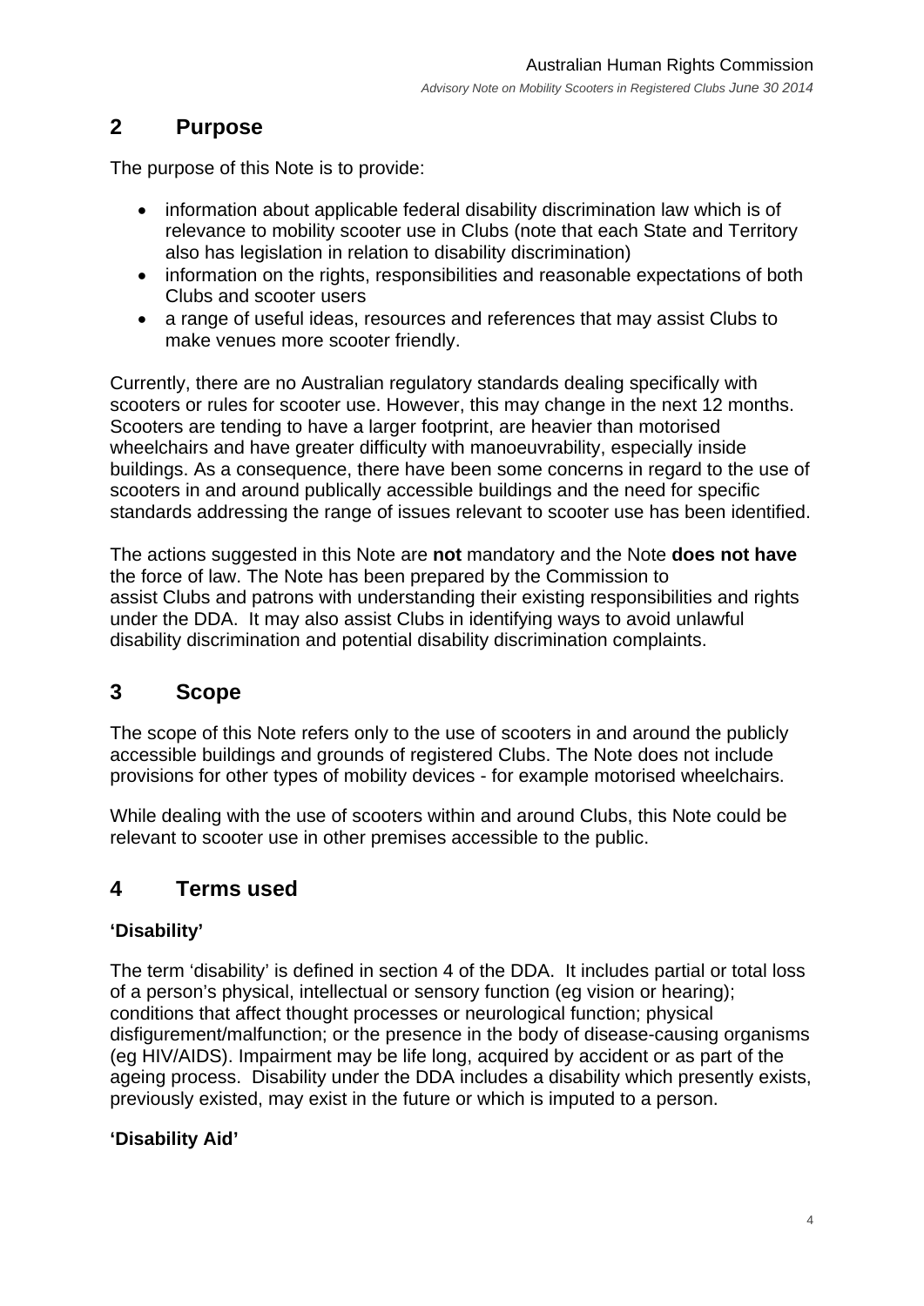## 2 Purpose

The purpose of this Note is to provide:

- information about applicable federal disability discrimination law which is of relevance to mobility scooter use in Clubs (note that each State and Territory also has legislation in relation to disability discrimination)
- information on the rights, responsibilities and reasonable expectations of both Clubs and scooter users
- a range of useful ideas, resources and references that may assist Clubs to make venues more scooter friendly.

Currently, there are no Australian regulatory standards dealing specifically with scooters or rules for scooter use. However, this may change in the next 12 months. Scooters are tending to have a larger footprint, are heavier than motorised wheelchairs and have greater difficulty with manoeuvrability, especially inside buildings. As a consequence, there have been some concerns in regard to the use of scooters in and around publically accessible buildings and the need for specific standards addressing the range of issues relevant to scooter use has been identified.

The actions suggested in this Note are **not** mandatory and the Note **does not have** the force of law. The Note has been prepared by the Commission to assist Clubs and patrons with understanding their existing responsibilities and rights under the DDA. It may also assist Clubs in identifying ways to avoid unlawful disability discrimination and potential disability discrimination complaints.

## 3 Scope

The scope of this Note refers only to the use of scooters in and around the publicly accessible buildings and grounds of registered Clubs. The Note does not include provisions for other types of mobility devices - for example motorised wheelchairs.

While dealing with the use of scooters within and around Clubs, this Note could be relevant to scooter use in other premises accessible to the public.

## 4 Terms used

### 'Disability'

The term 'disability' is defined in section 4 of the DDA. It includes partial or total loss of a person's physical, intellectual or sensory function (eg vision or hearing); conditions that affect thought processes or neurological function; physical disfigurement/malfunction; or the presence in the body of disease-causing organisms (eg HIV/AIDS). Impairment may be life long, acquired by accident or as part of the ageing process. Disability under the DDA includes a disability which presently exists, previously existed, may exist in the future or which is imputed to a person.

### 'Disability Aid'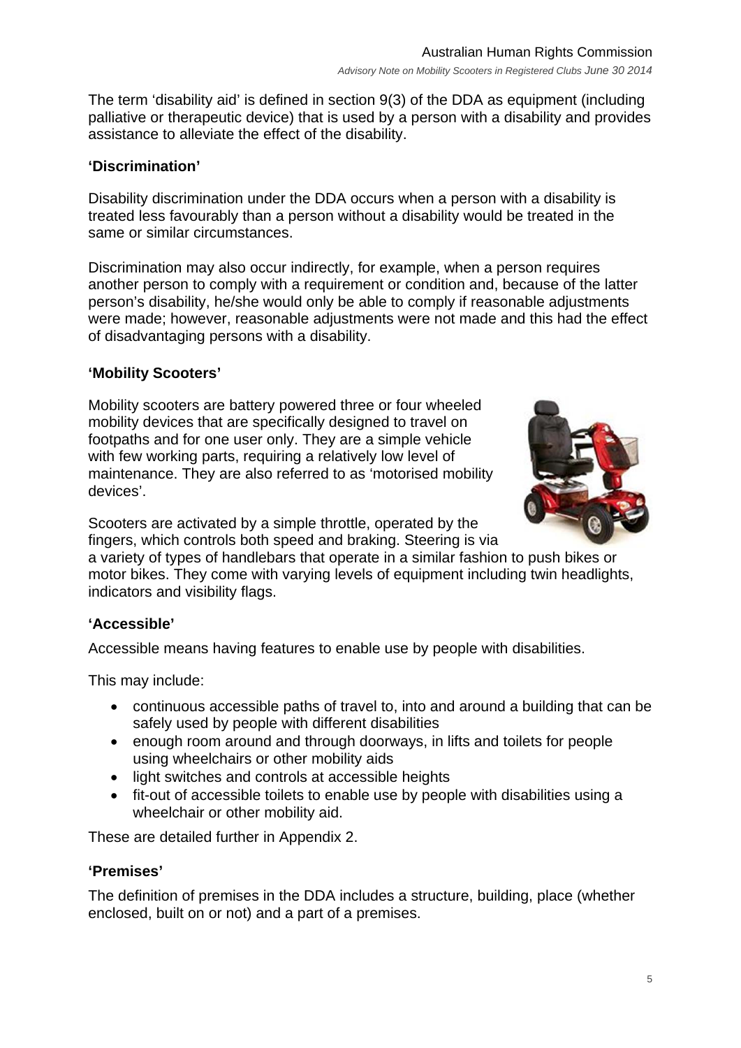The term 'disability aid' is defined in section 9(3) of the DDA as equipment (including palliative or therapeutic device) that is used by a person with a disability and provides assistance to alleviate the effect of the disability.

### 'Discrimination'

Disability discrimination under the DDA occurs when a person with a disability is treated less favourably than a person without a disability would be treated in the same or similar circumstances.

Discrimination may also occur indirectly, for example, when a person requires another person to comply with a requirement or condition and, because of the latter person's disability, he/she would only be able to comply if reasonable adjustments were made; however, reasonable adjustments were not made and this had the effect of disadvantaging persons with a disability.

### 'Mobility Scooters'

Mobility scooters are battery powered three or four wheeled mobility devices that are specifically designed to travel on footpaths and for one user only. They are a simple vehicle with few working parts, requiring a relatively low level of maintenance. They are also referred to as 'motorised mobility devices'.

Scooters are activated by a simple throttle, operated by the fingers, which controls both speed and braking. Steering is via a variety of types of handlebars that operate in a similar fashion to push bikes or motor bikes. They come with varying levels of equipment including twin headlights, indicators and visibility flags.

### 'Accessible'

Accessible means having features to enable use by people with disabilities.

This may include:

- continuous accessible paths of travel to, into and around a building that can be safely used by people with different disabilities
- enough room around and through doorways, in lifts and toilets for people using wheelchairs or other mobility aids
- light switches and controls at accessible heights
- fit-out of accessible toilets to enable use by people with disabilities using a wheelchair or other mobility aid.

These are detailed further in Appendix 2.

### 'Premises'

The definition of premises in the DDA includes a structure, building, place (whether enclosed, built on or not) and a part of a premises.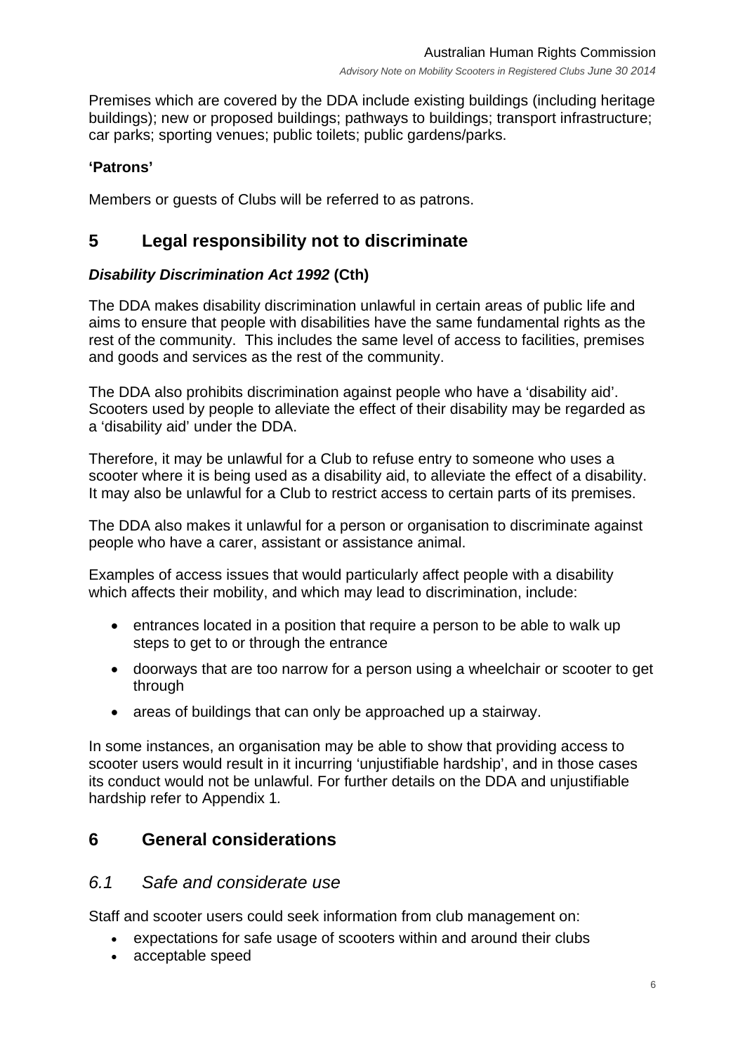Premises which are covered by the DDA include existing buildings (including heritage buildings); new or proposed buildings; pathways to buildings; transport infrastructure; car parks; sporting venues; public toilets; public gardens/parks.

**'Patrons'**

Members or guests of Clubs will be referred to as patrons.

## 5 Legal responsibility not to discriminate

### *Disability Discrimination Act 1992* (Cth)

The DDA makes disability discrimination unlawful in certain areas of public life and aims to ensure that people with disabilities have the same fundamental rights as the rest of the community. This includes the same level of access to facilities, premises and goods and services as the rest of the community.

The DDA also prohibits discrimination against people who have a 'disability aid'. Scooters used by people to alleviate the effect of their disability may be regarded as a 'disability aid' under the DDA.

Therefore, it may be unlawful for a Club to refuse entry to someone who uses a scooter where it is being used as a disability aid, to alleviate the effect of a disability. It may also be unlawful for a Club to restrict access to certain parts of its premises.

The DDA also makes it unlawful for a person or organisation to discriminate against people who have a carer, assistant or assistance animal.

Examples of access issues that would particularly affect people with a disability which affects their mobility, and which may lead to discrimination, include:

- entrances located in a position that require a person to be able to walk up steps to get to or through the entrance
- doorways that are too narrow for a person using a wheelchair or scooter to get through
- areas of buildings that can only be approached up a stairway.

In some instances, an organisation may be able to show that providing access to scooter users would result in it incurring 'unjustifiable hardship', and in those cases its conduct would not be unlawful. For further details on the DDA and unjustifiable hardship refer to Appendix 1.

## 6 General considerations

### *6.1 Safe and considerate use*

Staff and scooter users could seek information from club management on:

- expectations for safe usage of scooters within and around their clubs
- acceptable speed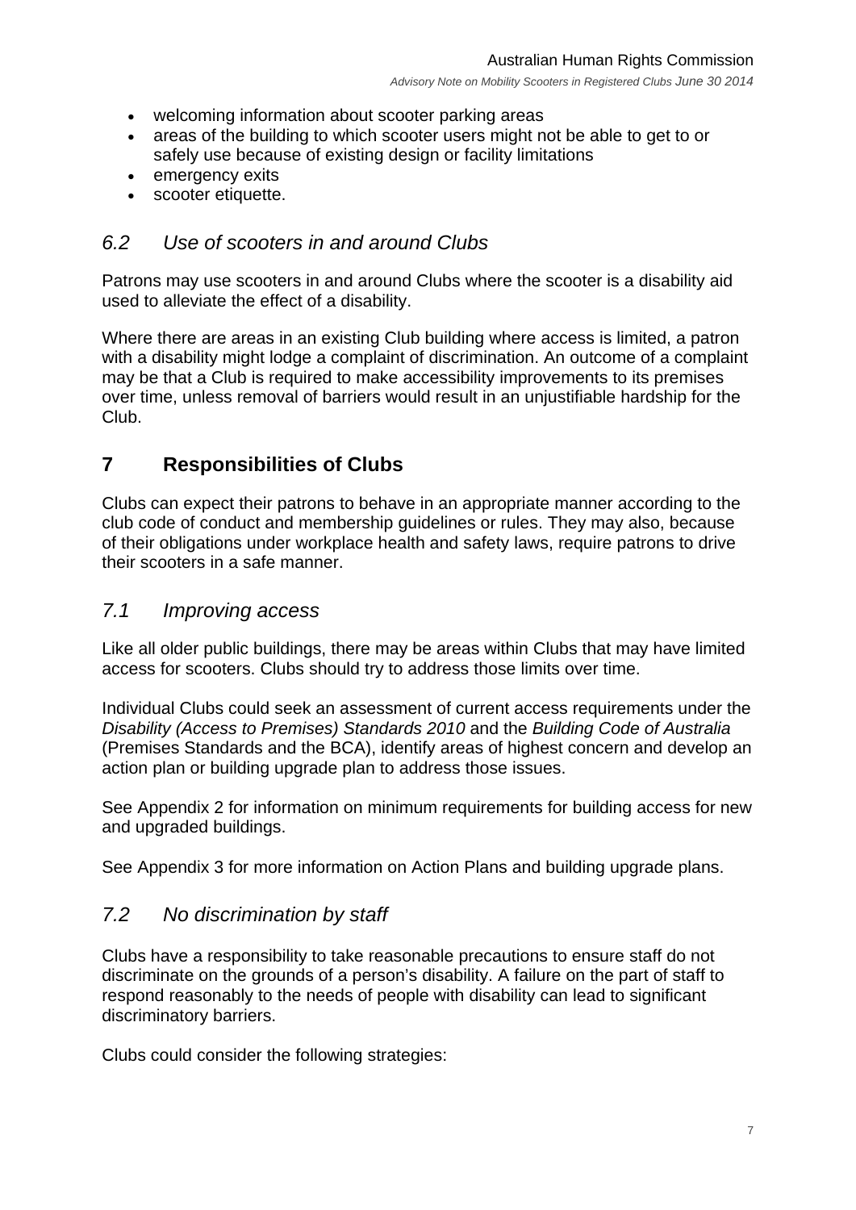- welcoming information about scooter parking areas
- areas of the building to which scooter users might not be able to get to or safely use because of existing design or facility limitations
- emergency exits
- scooter etiquette.

### *6.2 Use of scooters in and around Clubs*

Patrons may use scooters in and around Clubs where the scooter is a disability aid used to alleviate the effect of a disability.

Where there are areas in an existing Club building where access is limited, a patron with a disability might lodge a complaint of discrimination. An outcome of a complaint may be that a Club is required to make accessibility improvements to its premises over time, unless removal of barriers would result in an unjustifiable hardship for the Club.

## 7 Responsibilities of Clubs

Clubs can expect their patrons to behave in an appropriate manner according to the club code of conduct and membership guidelines or rules. They may also, because of their obligations under workplace health and safety laws, require patrons to drive their scooters in a safe manner.

### *7.1 Improving access*

Like all older public buildings, there may be areas within Clubs that may have limited access for scooters. Clubs should try to address those limits over time.

Individual Clubs could seek an assessment of current access requirements under the *Disability (Access to Premises) Standards 2010* and the *Building Code of Australia* (Premises Standards and the BCA), identify areas of highest concern and develop an action plan or building upgrade plan to address those issues.

See Appendix 2 for information on minimum requirements for building access for new and upgraded buildings.

See Appendix 3 for more information on Action Plans and building upgrade plans.

### *7.2 No discrimination by staff*

Clubs have a responsibility to take reasonable precautions to ensure staff do not discriminate on the grounds of a person's disability. A failure on the part of staff to respond reasonably to the needs of people with disability can lead to significant discriminatory barriers.

Clubs could consider the following strategies: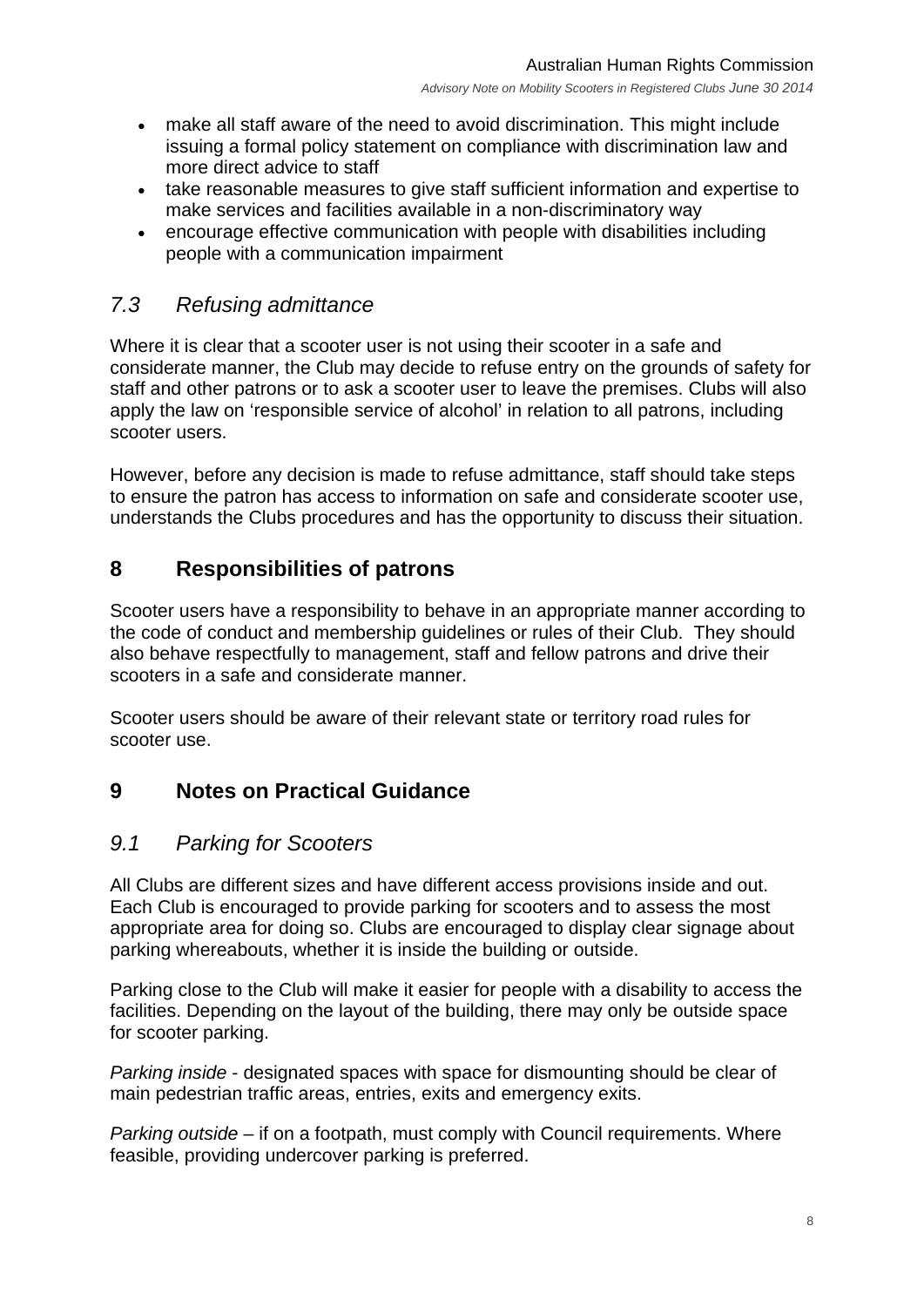- make all staff aware of the need to avoid discrimination. This might include issuing a formal policy statement on compliance with discrimination law and more direct advice to staff
- take reasonable measures to give staff sufficient information and expertise to make services and facilities available in a non-discriminatory way
- encourage effective communication with people with disabilities including people with a communication impairment

### *7.3 Refusing admittance*

Where it is clear that a scooter user is not using their scooter in a safe and considerate manner, the Club may decide to refuse entry on the grounds of safety for staff and other patrons or to ask a scooter user to leave the premises. Clubs will also apply the law on 'responsible service of alcohol' in relation to all patrons, including scooter users.

However, before any decision is made to refuse admittance, staff should take steps to ensure the patron has access to information on safe and considerate scooter use, understands the Clubs procedures and has the opportunity to discuss their situation.

## 8 Responsibilities of patrons

Scooter users have a responsibility to behave in an appropriate manner according to the code of conduct and membership guidelines or rules of their Club. They should also behave respectfully to management, staff and fellow patrons and drive their scooters in a safe and considerate manner.

Scooter users should be aware of their relevant state or territory road rules for scooter use.

## 9 Notes on Practical Guidance

### *9.1 Parking for Scooters*

All Clubs are different sizes and have different access provisions inside and out. Each Club is encouraged to provide parking for scooters and to assess the most appropriate area for doing so. Clubs are encouraged to display clear signage about parking whereabouts, whether it is inside the building or outside.

Parking close to the Club will make it easier for people with a disability to access the facilities. Depending on the layout of the building, there may only be outside space for scooter parking.

*Parking inside* - designated spaces with space for dismounting should be clear of main pedestrian traffic areas, entries, exits and emergency exits.

*Parking outside* – if on a footpath, must comply with Council requirements. Where feasible, providing undercover parking is preferred.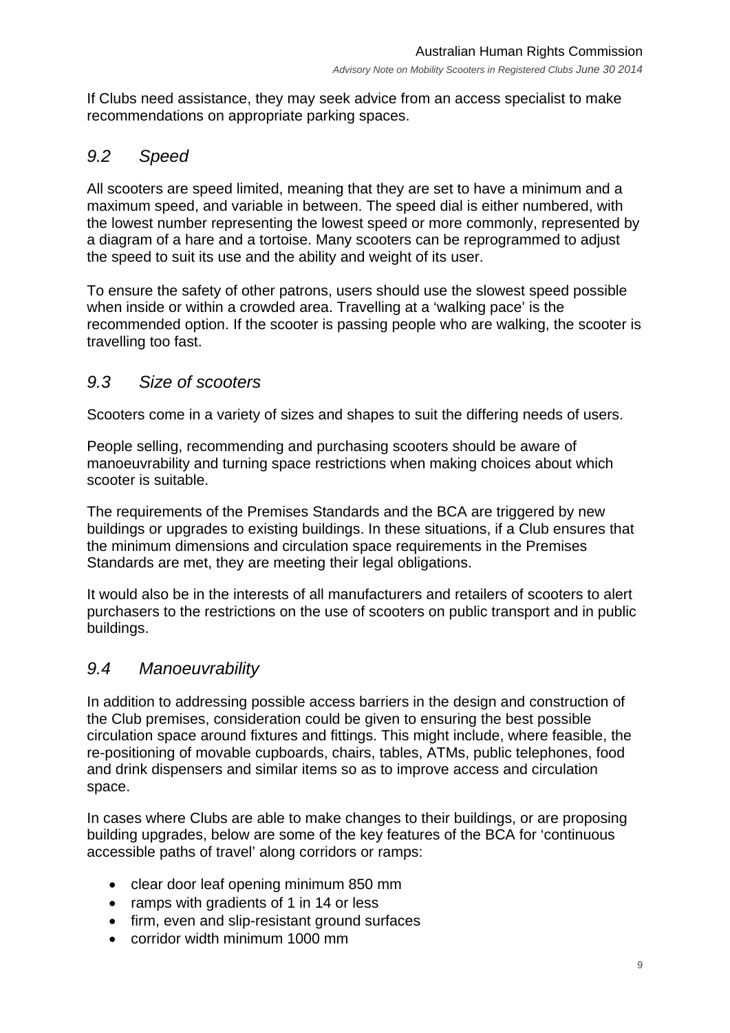If Clubs need assistance, they may seek advice from an access specialist to make recommendations on appropriate parking spaces.

## *9.2 Speed*

All scooters are speed limited, meaning that they are set to have a minimum and a maximum speed, and variable in between. The speed dial is either numbered, with the lowest number representing the lowest speed or more commonly, represented by a diagram of a hare and a tortoise. Many scooters can be reprogrammed to adjust the speed to suit its use and the ability and weight of its user.

To ensure the safety of other patrons, users should use the slowest speed possible when inside or within a crowded area. Travelling at a 'walking pace' is the recommended option. If the scooter is passing people who are walking, the scooter is travelling too fast.

## *9.3 Size of scooters*

Scooters come in a variety of sizes and shapes to suit the differing needs of users.

People selling, recommending and purchasing scooters should be aware of manoeuvrability and turning space restrictions when making choices about which scooter is suitable.

The requirements of the Premises Standards and the BCA are triggered by new buildings or upgrades to existing buildings. In these situations, if a Club ensures that the minimum dimensions and circulation space requirements in the Premises Standards are met, they are meeting their legal obligations.

It would also be in the interests of all manufacturers and retailers of scooters to alert purchasers to the restrictions on the use of scooters on public transport and in public buildings.

## *9.4 Manoeuvrability*

In addition to addressing possible access barriers in the design and construction of the Club premises, consideration could be given to ensuring the best possible circulation space around fixtures and fittings. This might include, where feasible, the re-positioning of movable cupboards, chairs, tables, ATMs, public telephones, food and drink dispensers and similar items so as to improve access and circulation space.

In cases where Clubs are able to make changes to their buildings, or are proposing building upgrades, below are some of the key features of the BCA for 'continuous accessible paths of travel' along corridors or ramps:

- clear door leaf opening minimum 850 mm
- ramps with gradients of 1 in 14 or less
- firm, even and slip-resistant ground surfaces
- corridor width minimum 1000 mm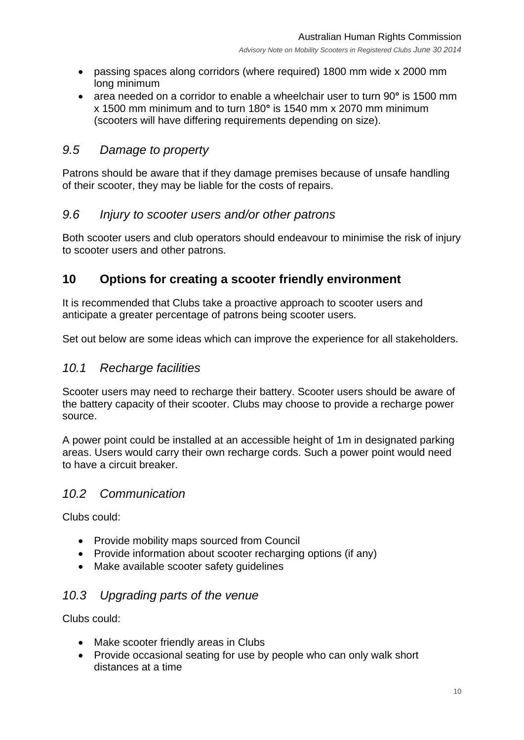- passing spaces along corridors (where required) 1800 mm wide x 2000 mm long minimum
- area needed on a corridor to enable a wheelchair user to turn 90° is 1500 mm x 1500 mm minimum and to turn 180° is 1540 mm x 2070 mm minimum (scooters will have differing requirements depending on size).

### *9.5 Damage to property*

Patrons should be aware that if they damage premises because of unsafe handling of their scooter, they may be liable for the costs of repairs.

### *9.6 Injury to scooter users and/or other patrons*

Both scooter users and club operators should endeavour to minimise the risk of injury to scooter users and other patrons.

## 10 Options for creating a scooter friendly environment

It is recommended that Clubs take a proactive approach to scooter users and anticipate a greater percentage of patrons being scooter users.

Set out below are some ideas which can improve the experience for all stakeholders.

### *10.1 Recharge facilities*

Scooter users may need to recharge their battery. Scooter users should be aware of the battery capacity of their scooter. Clubs may choose to provide a recharge power source.

A power point could be installed at an accessible height of 1m in designated parking areas. Users would carry their own recharge cords. Such a power point would need to have a circuit breaker.

### *10.2 Communication*

Clubs could:

- Provide mobility maps sourced from Council
- Provide information about scooter recharging options (if any)
- Make available scooter safety guidelines

### *10.3 Upgrading parts of the venue*

Clubs could:

- Make scooter friendly areas in Clubs
- Provide occasional seating for use by people who can only walk short distances at a time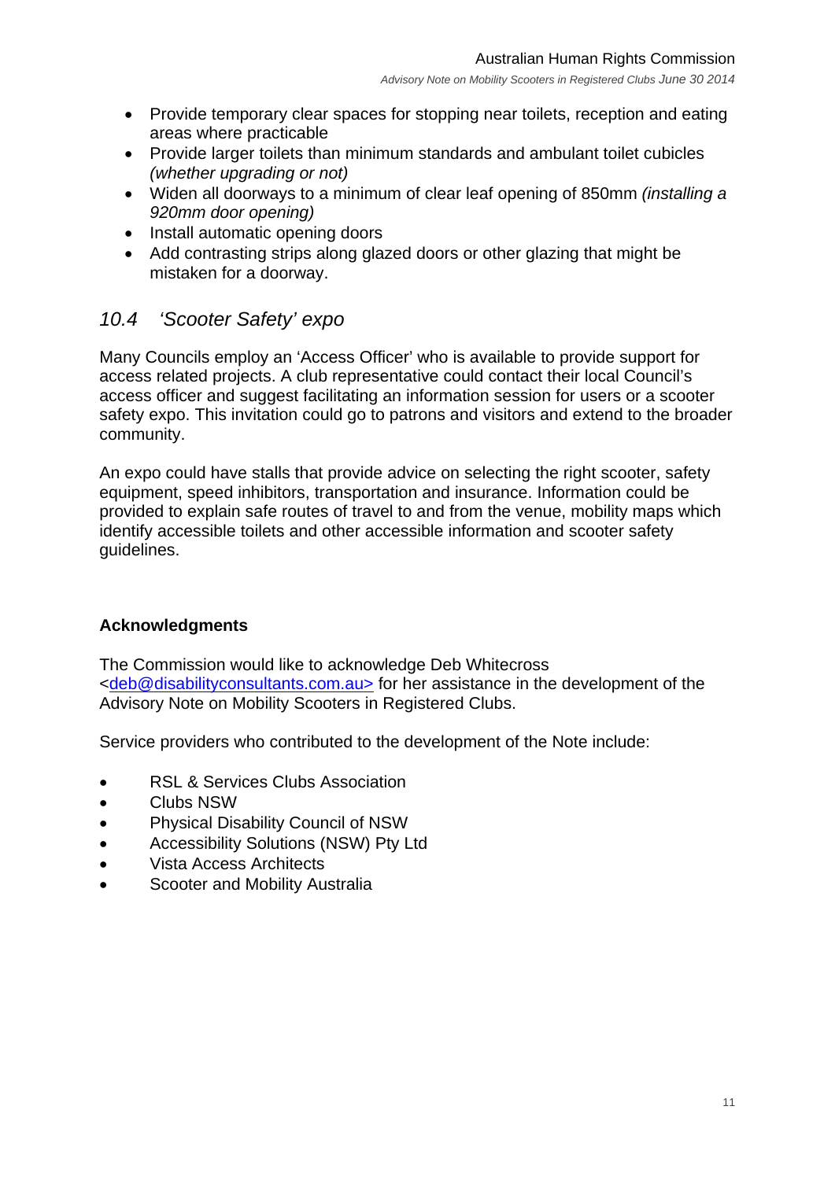- Provide temporary clear spaces for stopping near toilets, reception and eating areas where practicable
- Provide larger toilets than minimum standards and ambulant toilet cubicles *(whether upgrading or not)*
- Widen all doorways to a minimum of clear leaf opening of 850mm *(installing a 920mm door opening)*
- Install automatic opening doors
- Add contrasting strips along glazed doors or other glazing that might be mistaken for a doorway.

## *10.4 'Scooter Safety' expo*

Many Councils employ an 'Access Officer' who is available to provide support for access related projects. A club representative could contact their local Council's access officer and suggest facilitating an information session for users or a scooter safety expo. This invitation could go to patrons and visitors and extend to the broader community.

An expo could have stalls that provide advice on selecting the right scooter, safety equipment, speed inhibitors, transportation and insurance. Information could be provided to explain safe routes of travel to and from the venue, mobility maps which identify accessible toilets and other accessible information and scooter safety guidelines.

**Acknowledgments**

The Commission would like to acknowledge Deb Whitecross <deb@disabilityconsultants.com.au> for her assistance in the development of the Advisory Note on Mobility Scooters in Registered Clubs.

Service providers who contributed to the development of the Note include:

- RSL & Services Clubs Association
- Clubs NSW
- Physical Disability Council of NSW
- Accessibility Solutions (NSW) Pty Ltd
- Vista Access Architects
- Scooter and Mobility Australia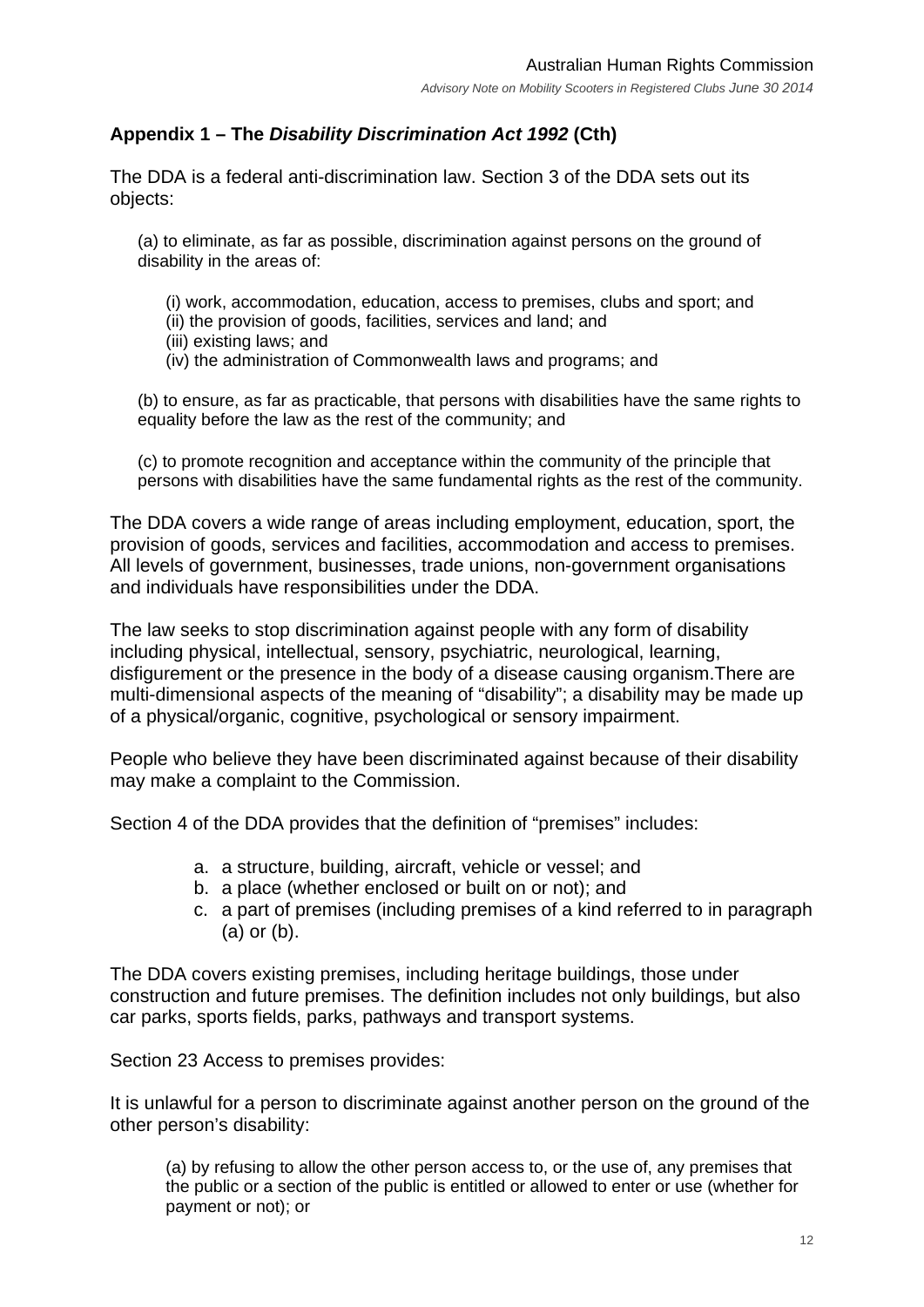## Appendix 1 – The *Disability Discrimination Act 1992* (Cth)

The DDA is a federal anti-discrimination law. Section 3 of the DDA sets out its objects:

> (a) to eliminate, as far as possible, discrimination against persons on the ground of disability in the areas of:
>
> (i) work, accommodation, education, access to premises, clubs and sport; and
> (ii) the provision of goods, facilities, services and land; and
> (iii) existing laws; and
> (iv) the administration of Commonwealth laws and programs; and
>
> (b) to ensure, as far as practicable, that persons with disabilities have the same rights to equality before the law as the rest of the community; and
>
> (c) to promote recognition and acceptance within the community of the principle that persons with disabilities have the same fundamental rights as the rest of the community.

The DDA covers a wide range of areas including employment, education, sport, the provision of goods, services and facilities, accommodation and access to premises. All levels of government, businesses, trade unions, non-government organisations and individuals have responsibilities under the DDA.

The law seeks to stop discrimination against people with any form of disability including physical, intellectual, sensory, psychiatric, neurological, learning, disfigurement or the presence in the body of a disease causing organism.There are multi-dimensional aspects of the meaning of "disability"; a disability may be made up of a physical/organic, cognitive, psychological or sensory impairment.

People who believe they have been discriminated against because of their disability may make a complaint to the Commission.

Section 4 of the DDA provides that the definition of "premises" includes:

a. a structure, building, aircraft, vehicle or vessel; and
b. a place (whether enclosed or built on or not); and
c. a part of premises (including premises of a kind referred to in paragraph (a) or (b).

The DDA covers existing premises, including heritage buildings, those under construction and future premises. The definition includes not only buildings, but also car parks, sports fields, parks, pathways and transport systems.

Section 23 Access to premises provides:

It is unlawful for a person to discriminate against another person on the ground of the other person's disability:

> (a) by refusing to allow the other person access to, or the use of, any premises that the public or a section of the public is entitled or allowed to enter or use (whether for payment or not); or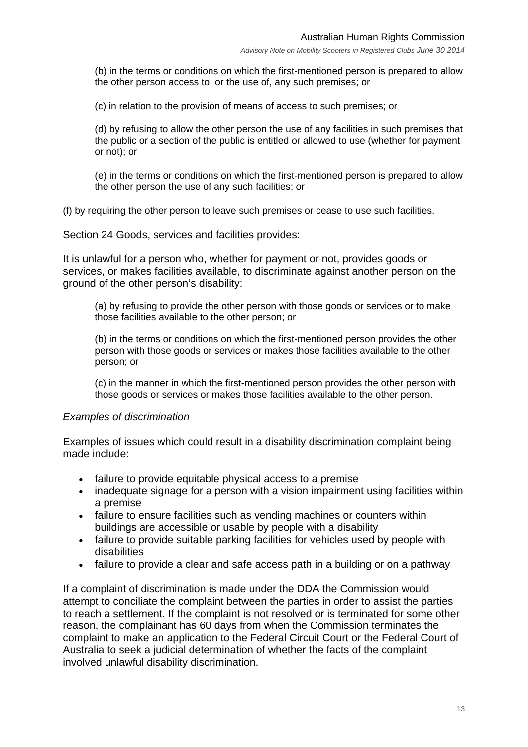(b) in the terms or conditions on which the first-mentioned person is prepared to allow the other person access to, or the use of, any such premises; or

(c) in relation to the provision of means of access to such premises; or

(d) by refusing to allow the other person the use of any facilities in such premises that the public or a section of the public is entitled or allowed to use (whether for payment or not); or

(e) in the terms or conditions on which the first-mentioned person is prepared to allow the other person the use of any such facilities; or

(f) by requiring the other person to leave such premises or cease to use such facilities.

Section 24 Goods, services and facilities provides:

It is unlawful for a person who, whether for payment or not, provides goods or services, or makes facilities available, to discriminate against another person on the ground of the other person's disability:

(a) by refusing to provide the other person with those goods or services or to make those facilities available to the other person; or

(b) in the terms or conditions on which the first-mentioned person provides the other person with those goods or services or makes those facilities available to the other person; or

(c) in the manner in which the first-mentioned person provides the other person with those goods or services or makes those facilities available to the other person.

*Examples of discrimination*

Examples of issues which could result in a disability discrimination complaint being made include:

- failure to provide equitable physical access to a premise
- inadequate signage for a person with a vision impairment using facilities within a premise
- failure to ensure facilities such as vending machines or counters within buildings are accessible or usable by people with a disability
- failure to provide suitable parking facilities for vehicles used by people with disabilities
- failure to provide a clear and safe access path in a building or on a pathway

If a complaint of discrimination is made under the DDA the Commission would attempt to conciliate the complaint between the parties in order to assist the parties to reach a settlement. If the complaint is not resolved or is terminated for some other reason, the complainant has 60 days from when the Commission terminates the complaint to make an application to the Federal Circuit Court or the Federal Court of Australia to seek a judicial determination of whether the facts of the complaint involved unlawful disability discrimination.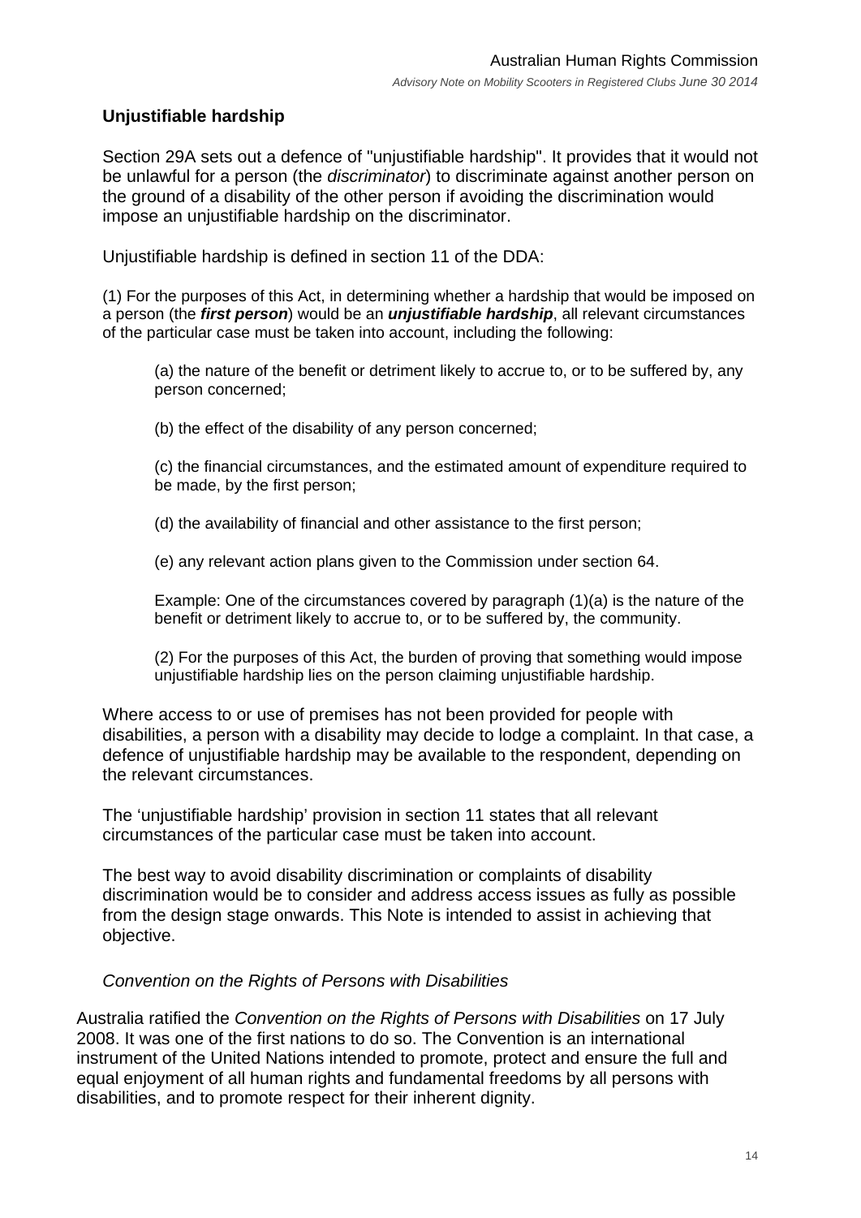### Unjustifiable hardship

Section 29A sets out a defence of "unjustifiable hardship". It provides that it would not be unlawful for a person (the *discriminator*) to discriminate against another person on the ground of a disability of the other person if avoiding the discrimination would impose an unjustifiable hardship on the discriminator.

Unjustifiable hardship is defined in section 11 of the DDA:

(1) For the purposes of this Act, in determining whether a hardship that would be imposed on a person (the ***first person***) would be an ***unjustifiable hardship***, all relevant circumstances of the particular case must be taken into account, including the following:

> (a) the nature of the benefit or detriment likely to accrue to, or to be suffered by, any person concerned;
>
> (b) the effect of the disability of any person concerned;
>
> (c) the financial circumstances, and the estimated amount of expenditure required to be made, by the first person;
>
> (d) the availability of financial and other assistance to the first person;
>
> (e) any relevant action plans given to the Commission under section 64.
>
> Example: One of the circumstances covered by paragraph (1)(a) is the nature of the benefit or detriment likely to accrue to, or to be suffered by, the community.
>
> (2) For the purposes of this Act, the burden of proving that something would impose unjustifiable hardship lies on the person claiming unjustifiable hardship.

Where access to or use of premises has not been provided for people with disabilities, a person with a disability may decide to lodge a complaint. In that case, a defence of unjustifiable hardship may be available to the respondent, depending on the relevant circumstances.

The 'unjustifiable hardship' provision in section 11 states that all relevant circumstances of the particular case must be taken into account.

The best way to avoid disability discrimination or complaints of disability discrimination would be to consider and address access issues as fully as possible from the design stage onwards. This Note is intended to assist in achieving that objective.

*Convention on the Rights of Persons with Disabilities*

Australia ratified the *Convention on the Rights of Persons with Disabilities* on 17 July 2008. It was one of the first nations to do so. The Convention is an international instrument of the United Nations intended to promote, protect and ensure the full and equal enjoyment of all human rights and fundamental freedoms by all persons with disabilities, and to promote respect for their inherent dignity.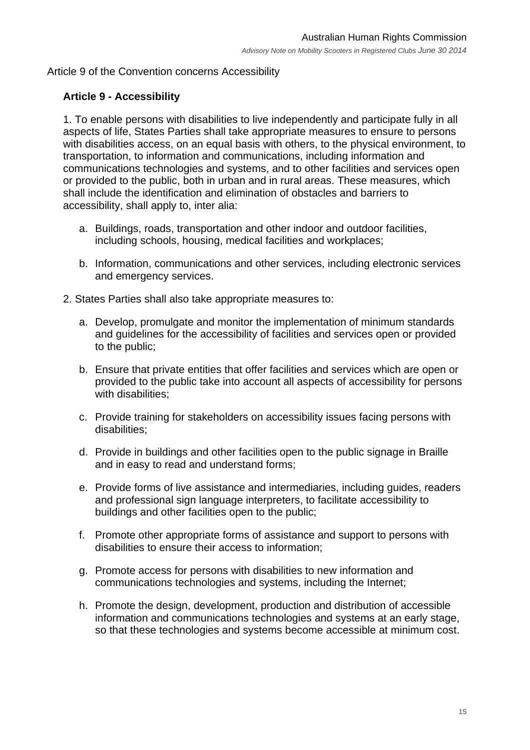Article 9 of the Convention concerns Accessibility

**Article 9 - Accessibility**

1. To enable persons with disabilities to live independently and participate fully in all aspects of life, States Parties shall take appropriate measures to ensure to persons with disabilities access, on an equal basis with others, to the physical environment, to transportation, to information and communications, including information and communications technologies and systems, and to other facilities and services open or provided to the public, both in urban and in rural areas. These measures, which shall include the identification and elimination of obstacles and barriers to accessibility, shall apply to, inter alia:

   a. Buildings, roads, transportation and other indoor and outdoor facilities, including schools, housing, medical facilities and workplaces;

   b. Information, communications and other services, including electronic services and emergency services.

2. States Parties shall also take appropriate measures to:

   a. Develop, promulgate and monitor the implementation of minimum standards and guidelines for the accessibility of facilities and services open or provided to the public;

   b. Ensure that private entities that offer facilities and services which are open or provided to the public take into account all aspects of accessibility for persons with disabilities;

   c. Provide training for stakeholders on accessibility issues facing persons with disabilities;

   d. Provide in buildings and other facilities open to the public signage in Braille and in easy to read and understand forms;

   e. Provide forms of live assistance and intermediaries, including guides, readers and professional sign language interpreters, to facilitate accessibility to buildings and other facilities open to the public;

   f. Promote other appropriate forms of assistance and support to persons with disabilities to ensure their access to information;

   g. Promote access for persons with disabilities to new information and communications technologies and systems, including the Internet;

   h. Promote the design, development, production and distribution of accessible information and communications technologies and systems at an early stage, so that these technologies and systems become accessible at minimum cost.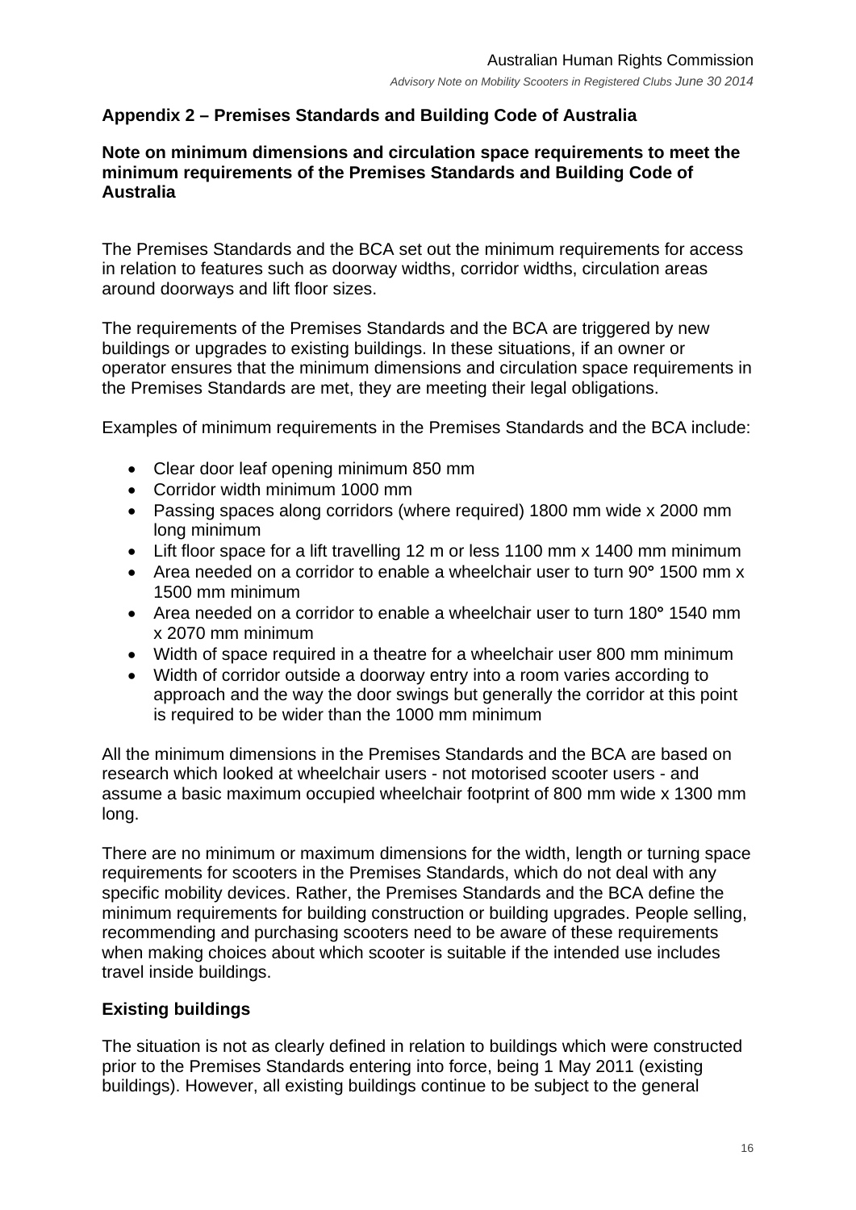## Appendix 2 – Premises Standards and Building Code of Australia

### Note on minimum dimensions and circulation space requirements to meet the minimum requirements of the Premises Standards and Building Code of Australia

The Premises Standards and the BCA set out the minimum requirements for access in relation to features such as doorway widths, corridor widths, circulation areas around doorways and lift floor sizes.

The requirements of the Premises Standards and the BCA are triggered by new buildings or upgrades to existing buildings. In these situations, if an owner or operator ensures that the minimum dimensions and circulation space requirements in the Premises Standards are met, they are meeting their legal obligations.

Examples of minimum requirements in the Premises Standards and the BCA include:

- Clear door leaf opening minimum 850 mm
- Corridor width minimum 1000 mm
- Passing spaces along corridors (where required) 1800 mm wide x 2000 mm long minimum
- Lift floor space for a lift travelling 12 m or less 1100 mm x 1400 mm minimum
- Area needed on a corridor to enable a wheelchair user to turn 90° 1500 mm x 1500 mm minimum
- Area needed on a corridor to enable a wheelchair user to turn 180° 1540 mm x 2070 mm minimum
- Width of space required in a theatre for a wheelchair user 800 mm minimum
- Width of corridor outside a doorway entry into a room varies according to approach and the way the door swings but generally the corridor at this point is required to be wider than the 1000 mm minimum

All the minimum dimensions in the Premises Standards and the BCA are based on research which looked at wheelchair users - not motorised scooter users - and assume a basic maximum occupied wheelchair footprint of 800 mm wide x 1300 mm long.

There are no minimum or maximum dimensions for the width, length or turning space requirements for scooters in the Premises Standards, which do not deal with any specific mobility devices. Rather, the Premises Standards and the BCA define the minimum requirements for building construction or building upgrades. People selling, recommending and purchasing scooters need to be aware of these requirements when making choices about which scooter is suitable if the intended use includes travel inside buildings.

### Existing buildings

The situation is not as clearly defined in relation to buildings which were constructed prior to the Premises Standards entering into force, being 1 May 2011 (existing buildings). However, all existing buildings continue to be subject to the general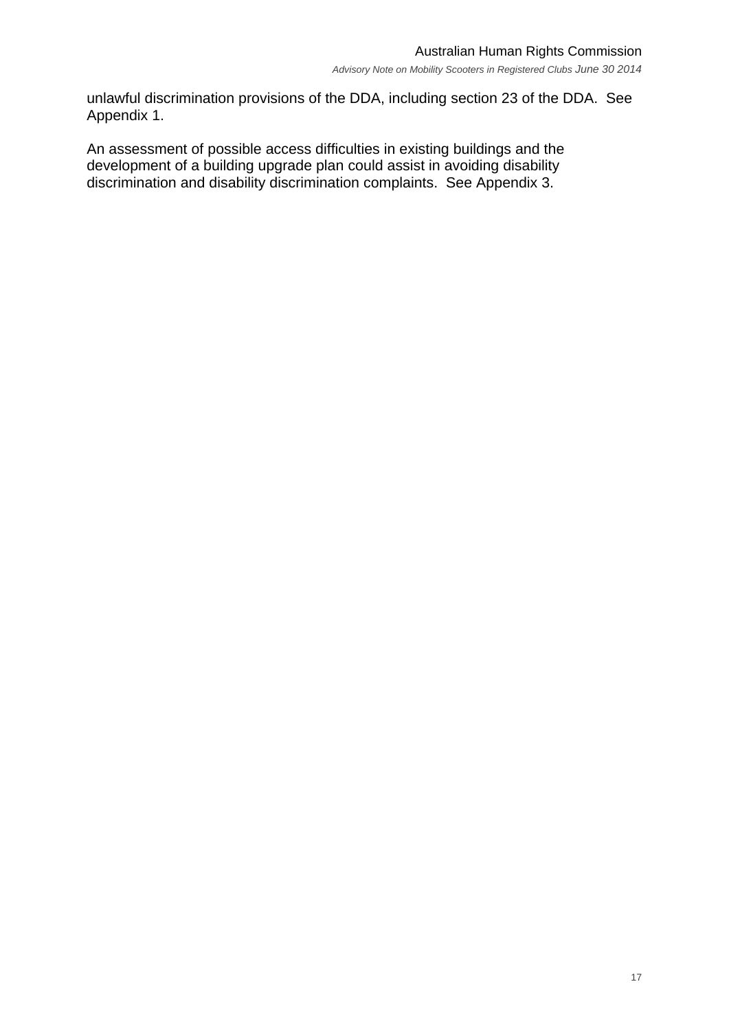unlawful discrimination provisions of the DDA, including section 23 of the DDA. See Appendix 1.

An assessment of possible access difficulties in existing buildings and the development of a building upgrade plan could assist in avoiding disability discrimination and disability discrimination complaints. See Appendix 3.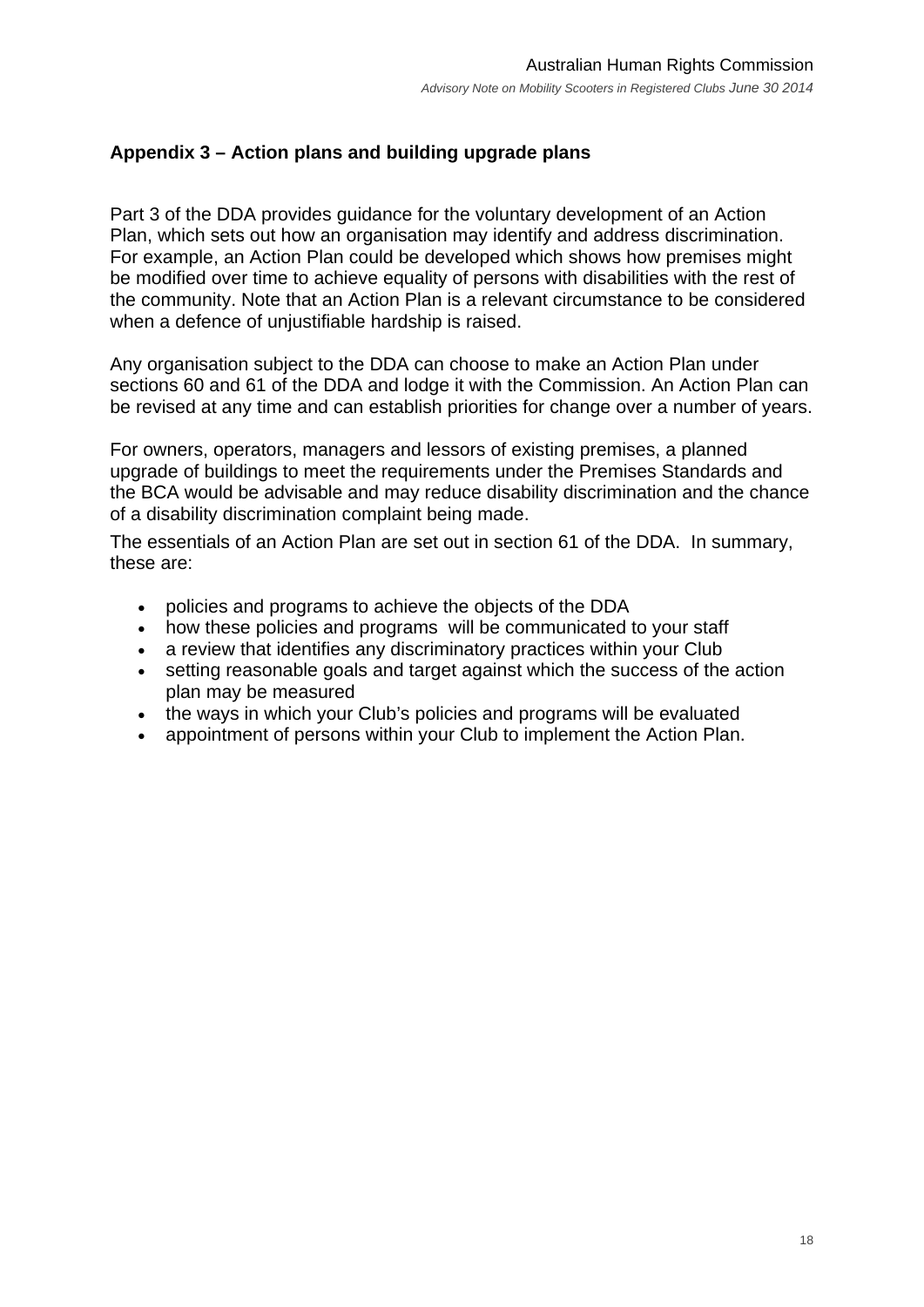## Appendix 3 – Action plans and building upgrade plans

Part 3 of the DDA provides guidance for the voluntary development of an Action Plan, which sets out how an organisation may identify and address discrimination. For example, an Action Plan could be developed which shows how premises might be modified over time to achieve equality of persons with disabilities with the rest of the community. Note that an Action Plan is a relevant circumstance to be considered when a defence of unjustifiable hardship is raised.

Any organisation subject to the DDA can choose to make an Action Plan under sections 60 and 61 of the DDA and lodge it with the Commission. An Action Plan can be revised at any time and can establish priorities for change over a number of years.

For owners, operators, managers and lessors of existing premises, a planned upgrade of buildings to meet the requirements under the Premises Standards and the BCA would be advisable and may reduce disability discrimination and the chance of a disability discrimination complaint being made.

The essentials of an Action Plan are set out in section 61 of the DDA. In summary, these are:

- policies and programs to achieve the objects of the DDA
- how these policies and programs will be communicated to your staff
- a review that identifies any discriminatory practices within your Club
- setting reasonable goals and target against which the success of the action plan may be measured
- the ways in which your Club's policies and programs will be evaluated
- appointment of persons within your Club to implement the Action Plan.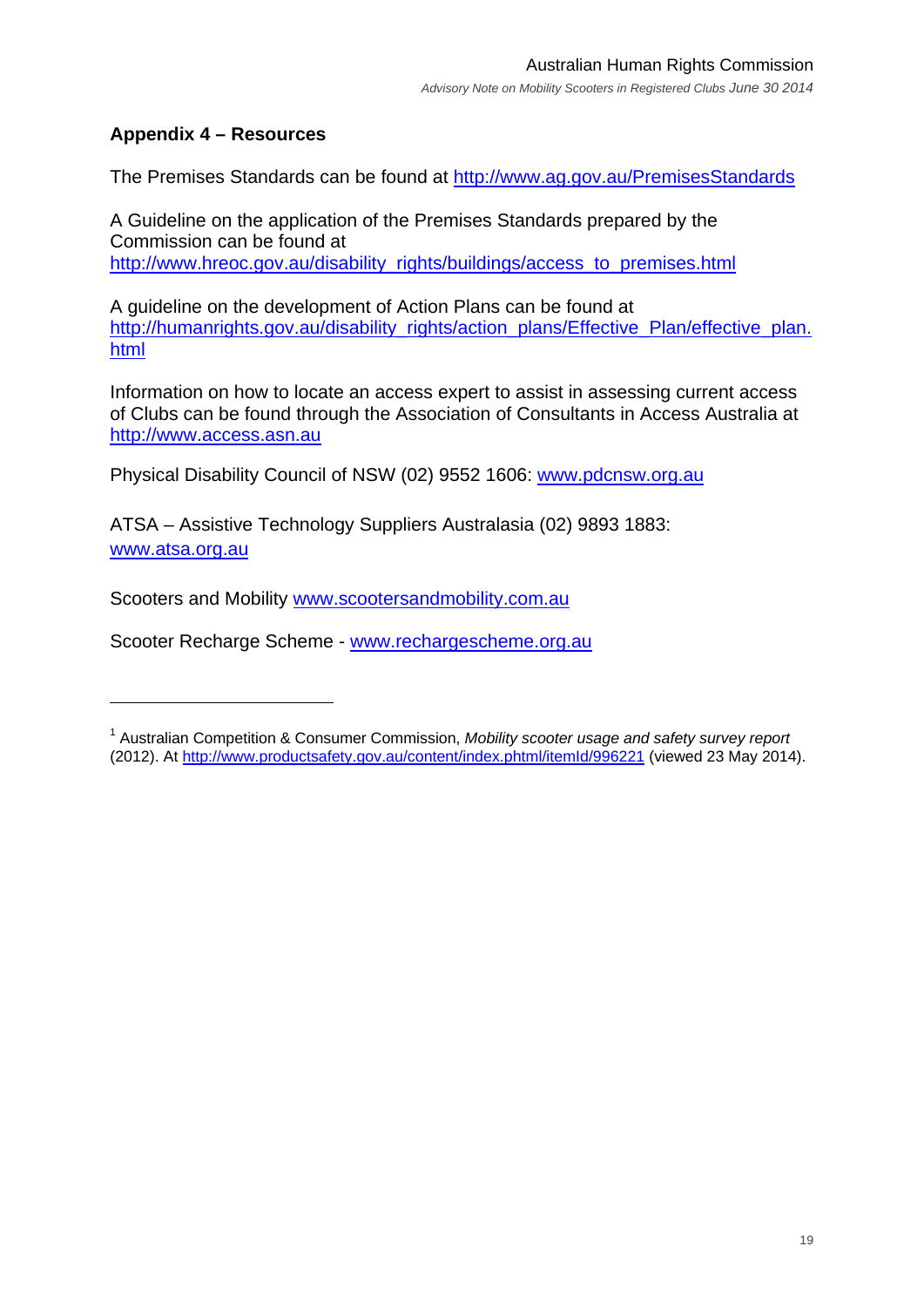## Appendix 4 – Resources

The Premises Standards can be found at http://www.ag.gov.au/PremisesStandards

A Guideline on the application of the Premises Standards prepared by the Commission can be found at http://www.hreoc.gov.au/disability_rights/buildings/access_to_premises.html

A guideline on the development of Action Plans can be found at http://humanrights.gov.au/disability_rights/action_plans/Effective_Plan/effective_plan.html

Information on how to locate an access expert to assist in assessing current access of Clubs can be found through the Association of Consultants in Access Australia at http://www.access.asn.au

Physical Disability Council of NSW (02) 9552 1606: www.pdcnsw.org.au

ATSA – Assistive Technology Suppliers Australasia (02) 9893 1883: www.atsa.org.au

Scooters and Mobility www.scootersandmobility.com.au

Scooter Recharge Scheme - www.rechargescheme.org.au

---

[1] Australian Competition & Consumer Commission, *Mobility scooter usage and safety survey report* (2012). At http://www.productsafety.gov.au/content/index.phtml/itemId/996221 (viewed 23 May 2014).